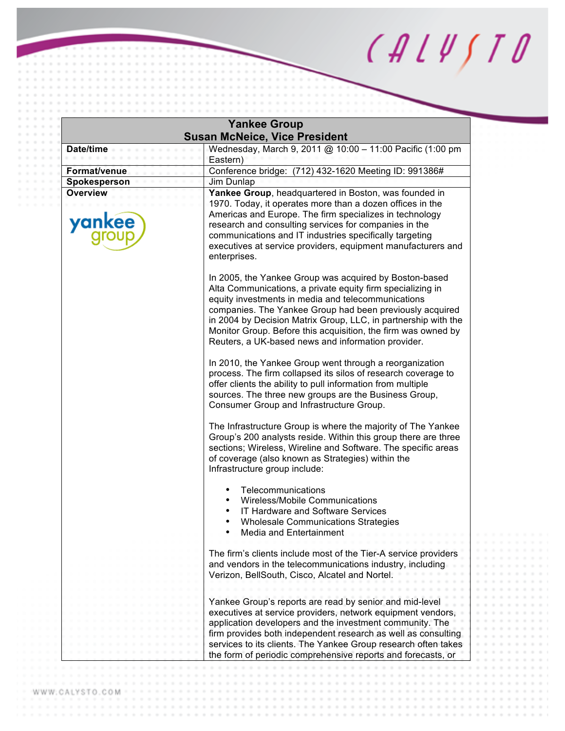| Yankee Group<br>Susan McNeice, Vice President | |
|---|---|
| **Date/time** | Wednesday, March 9, 2011 @ 10:00 – 11:00 Pacific (1:00 pm Eastern) |
| **Format/venue** | Conference bridge: (712) 432-1620 Meeting ID: 991386# |
| **Spokesperson** | Jim Dunlap |
| **Overview** | **Yankee Group**, headquartered in Boston, was founded in 1970. Today, it operates more than a dozen offices in the Americas and Europe. The firm specializes in technology research and consulting services for companies in the communications and IT industries specifically targeting executives at service providers, equipment manufacturers and enterprises.<br><br>In 2005, the Yankee Group was acquired by Boston-based Alta Communications, a private equity firm specializing in equity investments in media and telecommunications companies. The Yankee Group had been previously acquired in 2004 by Decision Matrix Group, LLC, in partnership with the Monitor Group. Before this acquisition, the firm was owned by Reuters, a UK-based news and information provider.<br><br>In 2010, the Yankee Group went through a reorganization process. The firm collapsed its silos of research coverage to offer clients the ability to pull information from multiple sources. The three new groups are the Business Group, Consumer Group and Infrastructure Group.<br><br>The Infrastructure Group is where the majority of The Yankee Group's 200 analysts reside. Within this group there are three sections; Wireless, Wireline and Software. The specific areas of coverage (also known as Strategies) within the Infrastructure group include:<br><br>• Telecommunications<br>• Wireless/Mobile Communications<br>• IT Hardware and Software Services<br>• Wholesale Communications Strategies<br>• Media and Entertainment<br><br>The firm's clients include most of the Tier-A service providers and vendors in the telecommunications industry, including Verizon, BellSouth, Cisco, Alcatel and Nortel.<br><br>Yankee Group's reports are read by senior and mid-level executives at service providers, network equipment vendors, application developers and the investment community. The firm provides both independent research as well as consulting services to its clients. The Yankee Group research often takes the form of periodic comprehensive reports and forecasts, or |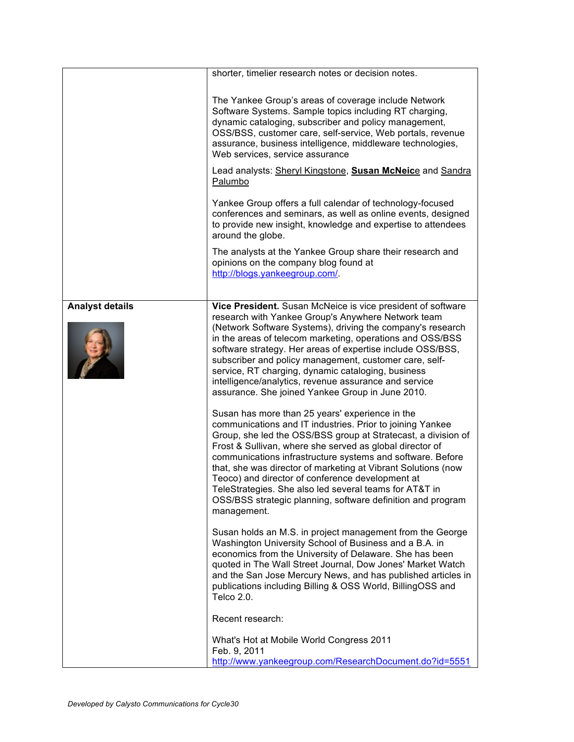| | |
|---|---|
| | shorter, timelier research notes or decision notes.<br><br>The Yankee Group's areas of coverage include Network Software Systems. Sample topics including RT charging, dynamic cataloging, subscriber and policy management, OSS/BSS, customer care, self-service, Web portals, revenue assurance, business intelligence, middleware technologies, Web services, service assurance<br><br>Lead analysts: Sheryl Kingstone, **Susan McNeice** and Sandra Palumbo<br><br>Yankee Group offers a full calendar of technology-focused conferences and seminars, as well as online events, designed to provide new insight, knowledge and expertise to attendees around the globe.<br><br>The analysts at the Yankee Group share their research and opinions on the company blog found at http://blogs.yankeegroup.com/. |
| **Analyst details** | **Vice President.** Susan McNeice is vice president of software research with Yankee Group's Anywhere Network team (Network Software Systems), driving the company's research in the areas of telecom marketing, operations and OSS/BSS software strategy. Her areas of expertise include OSS/BSS, subscriber and policy management, customer care, self-service, RT charging, dynamic cataloging, business intelligence/analytics, revenue assurance and service assurance. She joined Yankee Group in June 2010.<br><br>Susan has more than 25 years' experience in the communications and IT industries. Prior to joining Yankee Group, she led the OSS/BSS group at Stratecast, a division of Frost & Sullivan, where she served as global director of communications infrastructure systems and software. Before that, she was director of marketing at Vibrant Solutions (now Teoco) and director of conference development at TeleStrategies. She also led several teams for AT&T in OSS/BSS strategic planning, software definition and program management.<br><br>Susan holds an M.S. in project management from the George Washington University School of Business and a B.A. in economics from the University of Delaware. She has been quoted in The Wall Street Journal, Dow Jones' Market Watch and the San Jose Mercury News, and has published articles in publications including Billing & OSS World, BillingOSS and Telco 2.0.<br><br>Recent research:<br><br>What's Hot at Mobile World Congress 2011<br>Feb. 9, 2011<br>http://www.yankeegroup.com/ResearchDocument.do?id=5551 |

*Developed by Calysto Communications for Cycle30*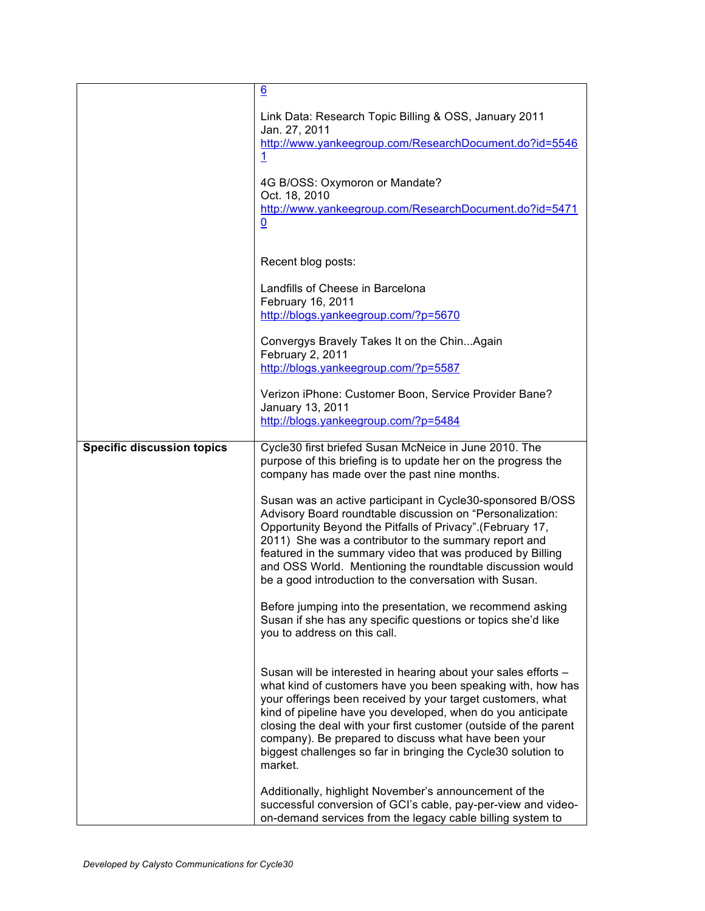| | |
|---|---|
| | 6<br><br>Link Data: Research Topic Billing & OSS, January 2011<br>Jan. 27, 2011<br>http://www.yankeegroup.com/ResearchDocument.do?id=55461<br><br>4G B/OSS: Oxymoron or Mandate?<br>Oct. 18, 2010<br>http://www.yankeegroup.com/ResearchDocument.do?id=54710<br><br>Recent blog posts:<br><br>Landfills of Cheese in Barcelona<br>February 16, 2011<br>http://blogs.yankeegroup.com/?p=5670<br><br>Convergys Bravely Takes It on the Chin...Again<br>February 2, 2011<br>http://blogs.yankeegroup.com/?p=5587<br><br>Verizon iPhone: Customer Boon, Service Provider Bane?<br>January 13, 2011<br>http://blogs.yankeegroup.com/?p=5484 |
| **Specific discussion topics** | Cycle30 first briefed Susan McNeice in June 2010. The purpose of this briefing is to update her on the progress the company has made over the past nine months.<br><br>Susan was an active participant in Cycle30-sponsored B/OSS Advisory Board roundtable discussion on "Personalization: Opportunity Beyond the Pitfalls of Privacy".(February 17, 2011) She was a contributor to the summary report and featured in the summary video that was produced by Billing and OSS World. Mentioning the roundtable discussion would be a good introduction to the conversation with Susan.<br><br>Before jumping into the presentation, we recommend asking Susan if she has any specific questions or topics she'd like you to address on this call.<br><br>Susan will be interested in hearing about your sales efforts – what kind of customers have you been speaking with, how has your offerings been received by your target customers, what kind of pipeline have you developed, when do you anticipate closing the deal with your first customer (outside of the parent company). Be prepared to discuss what have been your biggest challenges so far in bringing the Cycle30 solution to market.<br><br>Additionally, highlight November's announcement of the successful conversion of GCI's cable, pay-per-view and video-on-demand services from the legacy cable billing system to |

*Developed by Calysto Communications for Cycle30*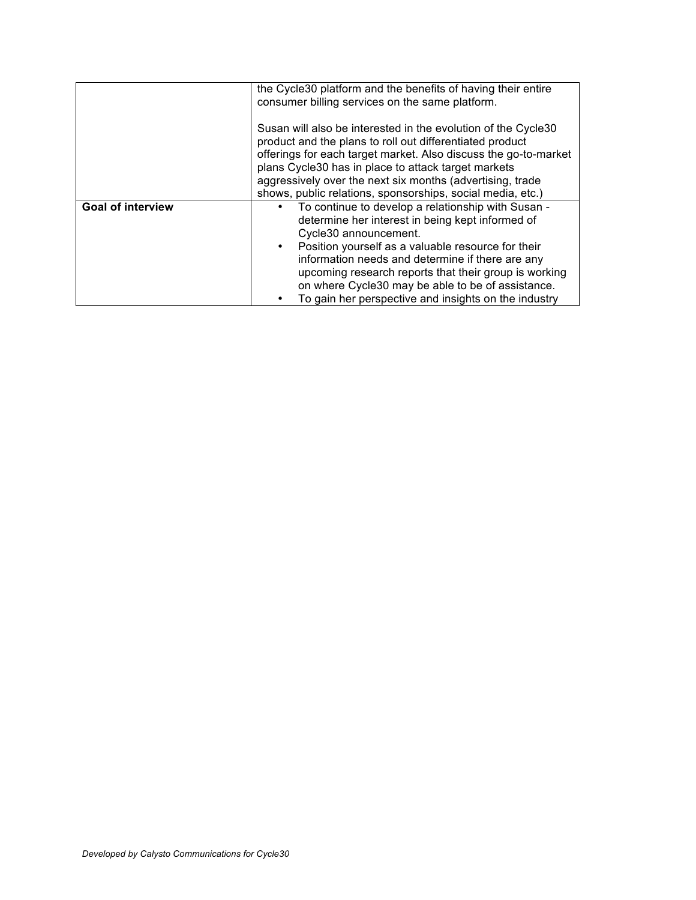| | |
|---|---|
| | the Cycle30 platform and the benefits of having their entire consumer billing services on the same platform.<br><br>Susan will also be interested in the evolution of the Cycle30 product and the plans to roll out differentiated product offerings for each target market. Also discuss the go-to-market plans Cycle30 has in place to attack target markets aggressively over the next six months (advertising, trade shows, public relations, sponsorships, social media, etc.) |
| **Goal of interview** | • To continue to develop a relationship with Susan - determine her interest in being kept informed of Cycle30 announcement.<br>• Position yourself as a valuable resource for their information needs and determine if there are any upcoming research reports that their group is working on where Cycle30 may be able to be of assistance.<br>• To gain her perspective and insights on the industry |

*Developed by Calysto Communications for Cycle30*